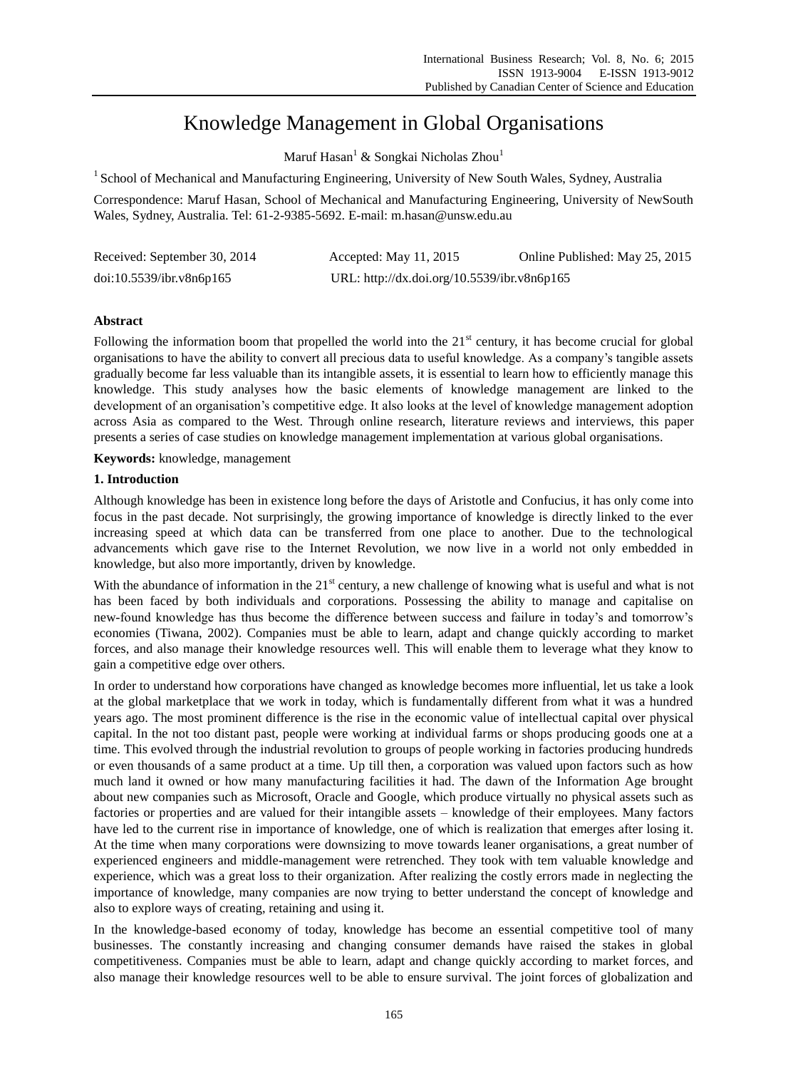# Knowledge Management in Global Organisations

Maruf Hasan[1] & Songkai Nicholas Zhou[1]

[1] School of Mechanical and Manufacturing Engineering, University of New South Wales, Sydney, Australia

Correspondence: Maruf Hasan, School of Mechanical and Manufacturing Engineering, University of NewSouth Wales, Sydney, Australia. Tel: 61-2-9385-5692. E-mail: m.hasan@unsw.edu.au

Received: September 30, 2014 Accepted: May 11, 2015 Online Published: May 25, 2015

doi:10.5539/ibr.v8n6p165 URL: http://dx.doi.org/10.5539/ibr.v8n6p165

## Abstract

Following the information boom that propelled the world into the 21st century, it has become crucial for global organisations to have the ability to convert all precious data to useful knowledge. As a company's tangible assets gradually become far less valuable than its intangible assets, it is essential to learn how to efficiently manage this knowledge. This study analyses how the basic elements of knowledge management are linked to the development of an organisation's competitive edge. It also looks at the level of knowledge management adoption across Asia as compared to the West. Through online research, literature reviews and interviews, this paper presents a series of case studies on knowledge management implementation at various global organisations.

**Keywords:** knowledge, management

## 1. Introduction

Although knowledge has been in existence long before the days of Aristotle and Confucius, it has only come into focus in the past decade. Not surprisingly, the growing importance of knowledge is directly linked to the ever increasing speed at which data can be transferred from one place to another. Due to the technological advancements which gave rise to the Internet Revolution, we now live in a world not only embedded in knowledge, but also more importantly, driven by knowledge.

With the abundance of information in the 21st century, a new challenge of knowing what is useful and what is not has been faced by both individuals and corporations. Possessing the ability to manage and capitalise on new-found knowledge has thus become the difference between success and failure in today's and tomorrow's economies (Tiwana, 2002). Companies must be able to learn, adapt and change quickly according to market forces, and also manage their knowledge resources well. This will enable them to leverage what they know to gain a competitive edge over others.

In order to understand how corporations have changed as knowledge becomes more influential, let us take a look at the global marketplace that we work in today, which is fundamentally different from what it was a hundred years ago. The most prominent difference is the rise in the economic value of intellectual capital over physical capital. In the not too distant past, people were working at individual farms or shops producing goods one at a time. This evolved through the industrial revolution to groups of people working in factories producing hundreds or even thousands of a same product at a time. Up till then, a corporation was valued upon factors such as how much land it owned or how many manufacturing facilities it had. The dawn of the Information Age brought about new companies such as Microsoft, Oracle and Google, which produce virtually no physical assets such as factories or properties and are valued for their intangible assets – knowledge of their employees. Many factors have led to the current rise in importance of knowledge, one of which is realization that emerges after losing it. At the time when many corporations were downsizing to move towards leaner organisations, a great number of experienced engineers and middle-management were retrenched. They took with tem valuable knowledge and experience, which was a great loss to their organization. After realizing the costly errors made in neglecting the importance of knowledge, many companies are now trying to better understand the concept of knowledge and also to explore ways of creating, retaining and using it.

In the knowledge-based economy of today, knowledge has become an essential competitive tool of many businesses. The constantly increasing and changing consumer demands have raised the stakes in global competitiveness. Companies must be able to learn, adapt and change quickly according to market forces, and also manage their knowledge resources well to be able to ensure survival. The joint forces of globalization and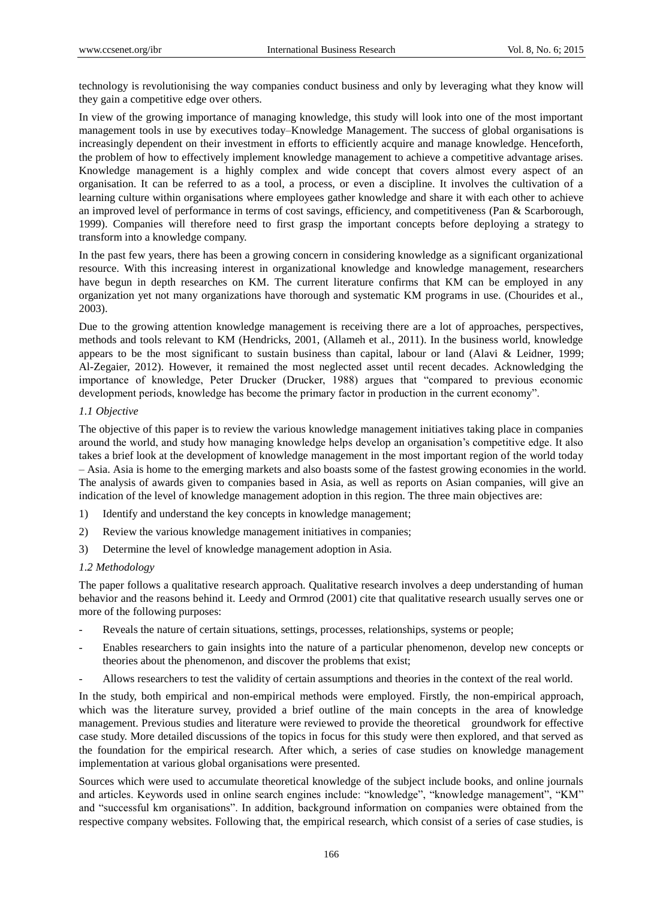technology is revolutionising the way companies conduct business and only by leveraging what they know will they gain a competitive edge over others.

In view of the growing importance of managing knowledge, this study will look into one of the most important management tools in use by executives today–Knowledge Management. The success of global organisations is increasingly dependent on their investment in efforts to efficiently acquire and manage knowledge. Henceforth, the problem of how to effectively implement knowledge management to achieve a competitive advantage arises. Knowledge management is a highly complex and wide concept that covers almost every aspect of an organisation. It can be referred to as a tool, a process, or even a discipline. It involves the cultivation of a learning culture within organisations where employees gather knowledge and share it with each other to achieve an improved level of performance in terms of cost savings, efficiency, and competitiveness (Pan & Scarborough, 1999). Companies will therefore need to first grasp the important concepts before deploying a strategy to transform into a knowledge company.

In the past few years, there has been a growing concern in considering knowledge as a significant organizational resource. With this increasing interest in organizational knowledge and knowledge management, researchers have begun in depth researches on KM. The current literature confirms that KM can be employed in any organization yet not many organizations have thorough and systematic KM programs in use. (Chourides et al., 2003).

Due to the growing attention knowledge management is receiving there are a lot of approaches, perspectives, methods and tools relevant to KM (Hendricks, 2001, (Allameh et al., 2011). In the business world, knowledge appears to be the most significant to sustain business than capital, labour or land (Alavi & Leidner, 1999; Al-Zegaier, 2012). However, it remained the most neglected asset until recent decades. Acknowledging the importance of knowledge, Peter Drucker (Drucker, 1988) argues that "compared to previous economic development periods, knowledge has become the primary factor in production in the current economy".

### *1.1 Objective*

The objective of this paper is to review the various knowledge management initiatives taking place in companies around the world, and study how managing knowledge helps develop an organisation's competitive edge. It also takes a brief look at the development of knowledge management in the most important region of the world today – Asia. Asia is home to the emerging markets and also boasts some of the fastest growing economies in the world. The analysis of awards given to companies based in Asia, as well as reports on Asian companies, will give an indication of the level of knowledge management adoption in this region. The three main objectives are:

1) Identify and understand the key concepts in knowledge management;
2) Review the various knowledge management initiatives in companies;
3) Determine the level of knowledge management adoption in Asia.

### *1.2 Methodology*

The paper follows a qualitative research approach. Qualitative research involves a deep understanding of human behavior and the reasons behind it. Leedy and Ormrod (2001) cite that qualitative research usually serves one or more of the following purposes:

- Reveals the nature of certain situations, settings, processes, relationships, systems or people;
- Enables researchers to gain insights into the nature of a particular phenomenon, develop new concepts or theories about the phenomenon, and discover the problems that exist;
- Allows researchers to test the validity of certain assumptions and theories in the context of the real world.

In the study, both empirical and non-empirical methods were employed. Firstly, the non-empirical approach, which was the literature survey, provided a brief outline of the main concepts in the area of knowledge management. Previous studies and literature were reviewed to provide the theoretical groundwork for effective case study. More detailed discussions of the topics in focus for this study were then explored, and that served as the foundation for the empirical research. After which, a series of case studies on knowledge management implementation at various global organisations were presented.

Sources which were used to accumulate theoretical knowledge of the subject include books, and online journals and articles. Keywords used in online search engines include: "knowledge", "knowledge management", "KM" and "successful km organisations". In addition, background information on companies were obtained from the respective company websites. Following that, the empirical research, which consist of a series of case studies, is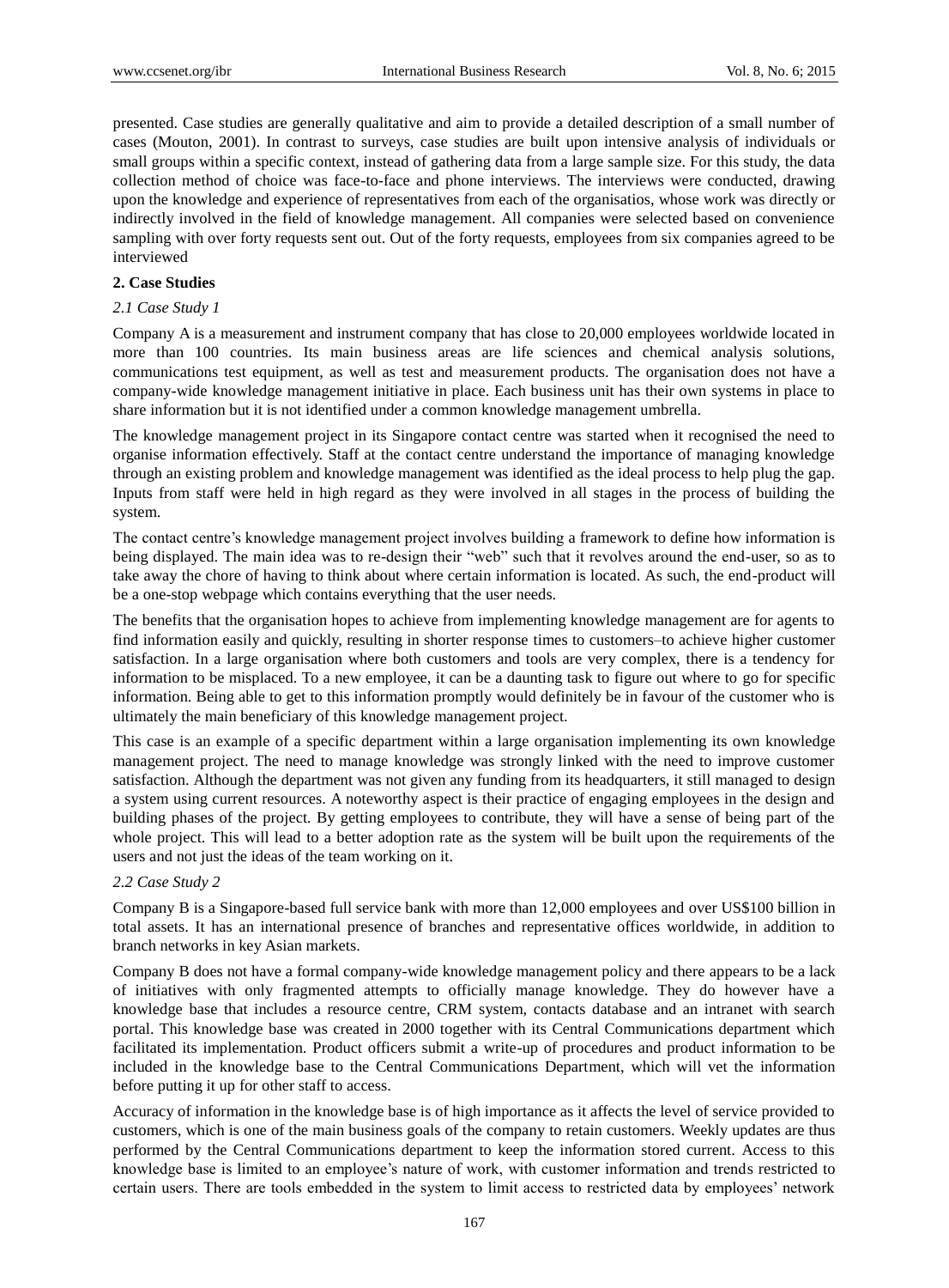presented. Case studies are generally qualitative and aim to provide a detailed description of a small number of cases (Mouton, 2001). In contrast to surveys, case studies are built upon intensive analysis of individuals or small groups within a specific context, instead of gathering data from a large sample size. For this study, the data collection method of choice was face-to-face and phone interviews. The interviews were conducted, drawing upon the knowledge and experience of representatives from each of the organisatios, whose work was directly or indirectly involved in the field of knowledge management. All companies were selected based on convenience sampling with over forty requests sent out. Out of the forty requests, employees from six companies agreed to be interviewed

## 2. Case Studies

### *2.1 Case Study 1*

Company A is a measurement and instrument company that has close to 20,000 employees worldwide located in more than 100 countries. Its main business areas are life sciences and chemical analysis solutions, communications test equipment, as well as test and measurement products. The organisation does not have a company-wide knowledge management initiative in place. Each business unit has their own systems in place to share information but it is not identified under a common knowledge management umbrella.

The knowledge management project in its Singapore contact centre was started when it recognised the need to organise information effectively. Staff at the contact centre understand the importance of managing knowledge through an existing problem and knowledge management was identified as the ideal process to help plug the gap. Inputs from staff were held in high regard as they were involved in all stages in the process of building the system.

The contact centre's knowledge management project involves building a framework to define how information is being displayed. The main idea was to re-design their "web" such that it revolves around the end-user, so as to take away the chore of having to think about where certain information is located. As such, the end-product will be a one-stop webpage which contains everything that the user needs.

The benefits that the organisation hopes to achieve from implementing knowledge management are for agents to find information easily and quickly, resulting in shorter response times to customers–to achieve higher customer satisfaction. In a large organisation where both customers and tools are very complex, there is a tendency for information to be misplaced. To a new employee, it can be a daunting task to figure out where to go for specific information. Being able to get to this information promptly would definitely be in favour of the customer who is ultimately the main beneficiary of this knowledge management project.

This case is an example of a specific department within a large organisation implementing its own knowledge management project. The need to manage knowledge was strongly linked with the need to improve customer satisfaction. Although the department was not given any funding from its headquarters, it still managed to design a system using current resources. A noteworthy aspect is their practice of engaging employees in the design and building phases of the project. By getting employees to contribute, they will have a sense of being part of the whole project. This will lead to a better adoption rate as the system will be built upon the requirements of the users and not just the ideas of the team working on it.

### *2.2 Case Study 2*

Company B is a Singapore-based full service bank with more than 12,000 employees and over US$100 billion in total assets. It has an international presence of branches and representative offices worldwide, in addition to branch networks in key Asian markets.

Company B does not have a formal company-wide knowledge management policy and there appears to be a lack of initiatives with only fragmented attempts to officially manage knowledge. They do however have a knowledge base that includes a resource centre, CRM system, contacts database and an intranet with search portal. This knowledge base was created in 2000 together with its Central Communications department which facilitated its implementation. Product officers submit a write-up of procedures and product information to be included in the knowledge base to the Central Communications Department, which will vet the information before putting it up for other staff to access.

Accuracy of information in the knowledge base is of high importance as it affects the level of service provided to customers, which is one of the main business goals of the company to retain customers. Weekly updates are thus performed by the Central Communications department to keep the information stored current. Access to this knowledge base is limited to an employee's nature of work, with customer information and trends restricted to certain users. There are tools embedded in the system to limit access to restricted data by employees' network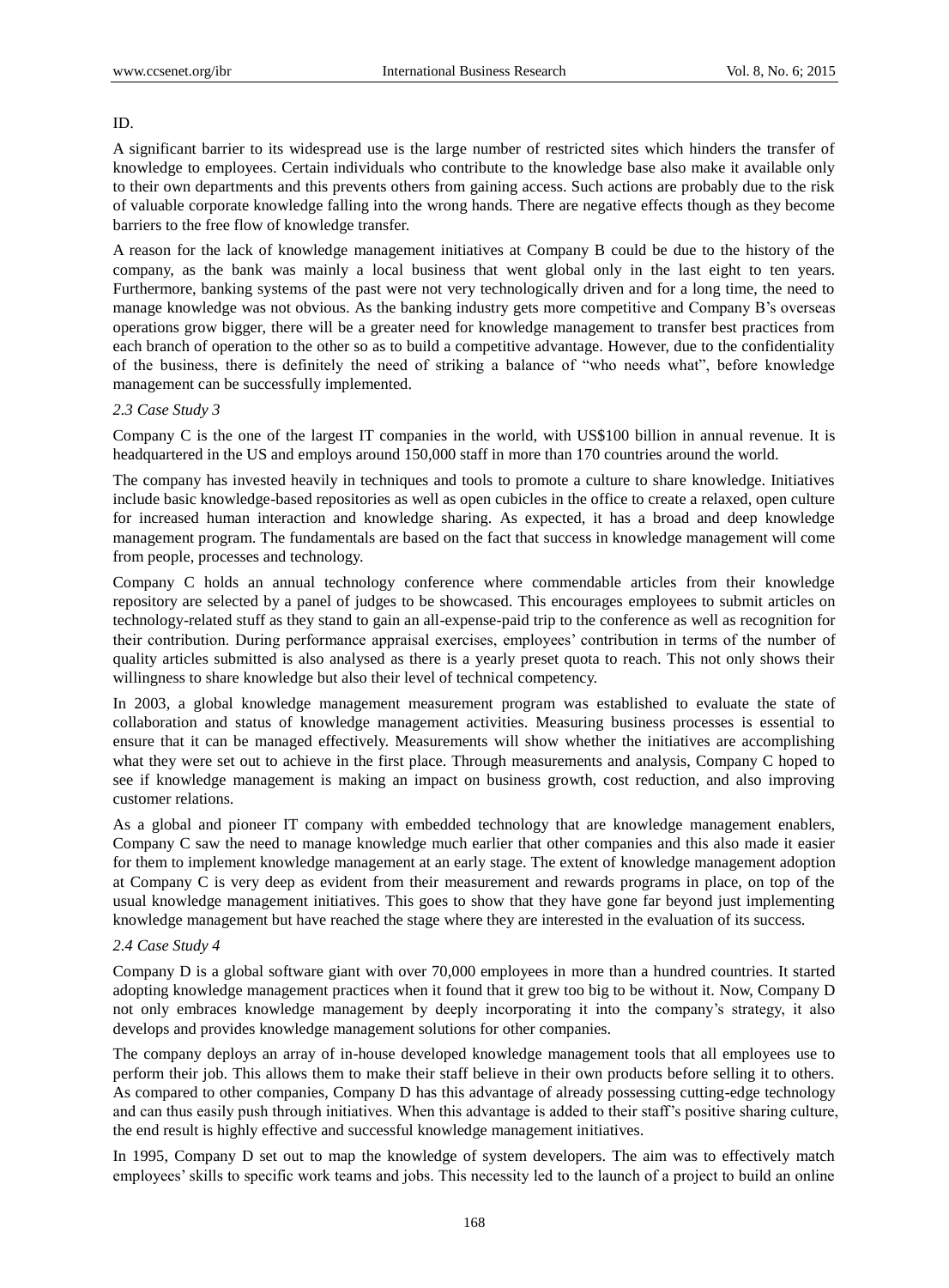ID.

A significant barrier to its widespread use is the large number of restricted sites which hinders the transfer of knowledge to employees. Certain individuals who contribute to the knowledge base also make it available only to their own departments and this prevents others from gaining access. Such actions are probably due to the risk of valuable corporate knowledge falling into the wrong hands. There are negative effects though as they become barriers to the free flow of knowledge transfer.

A reason for the lack of knowledge management initiatives at Company B could be due to the history of the company, as the bank was mainly a local business that went global only in the last eight to ten years. Furthermore, banking systems of the past were not very technologically driven and for a long time, the need to manage knowledge was not obvious. As the banking industry gets more competitive and Company B's overseas operations grow bigger, there will be a greater need for knowledge management to transfer best practices from each branch of operation to the other so as to build a competitive advantage. However, due to the confidentiality of the business, there is definitely the need of striking a balance of "who needs what", before knowledge management can be successfully implemented.

### *2.3 Case Study 3*

Company C is the one of the largest IT companies in the world, with US$100 billion in annual revenue. It is headquartered in the US and employs around 150,000 staff in more than 170 countries around the world.

The company has invested heavily in techniques and tools to promote a culture to share knowledge. Initiatives include basic knowledge-based repositories as well as open cubicles in the office to create a relaxed, open culture for increased human interaction and knowledge sharing. As expected, it has a broad and deep knowledge management program. The fundamentals are based on the fact that success in knowledge management will come from people, processes and technology.

Company C holds an annual technology conference where commendable articles from their knowledge repository are selected by a panel of judges to be showcased. This encourages employees to submit articles on technology-related stuff as they stand to gain an all-expense-paid trip to the conference as well as recognition for their contribution. During performance appraisal exercises, employees' contribution in terms of the number of quality articles submitted is also analysed as there is a yearly preset quota to reach. This not only shows their willingness to share knowledge but also their level of technical competency.

In 2003, a global knowledge management measurement program was established to evaluate the state of collaboration and status of knowledge management activities. Measuring business processes is essential to ensure that it can be managed effectively. Measurements will show whether the initiatives are accomplishing what they were set out to achieve in the first place. Through measurements and analysis, Company C hoped to see if knowledge management is making an impact on business growth, cost reduction, and also improving customer relations.

As a global and pioneer IT company with embedded technology that are knowledge management enablers, Company C saw the need to manage knowledge much earlier that other companies and this also made it easier for them to implement knowledge management at an early stage. The extent of knowledge management adoption at Company C is very deep as evident from their measurement and rewards programs in place, on top of the usual knowledge management initiatives. This goes to show that they have gone far beyond just implementing knowledge management but have reached the stage where they are interested in the evaluation of its success.

### *2.4 Case Study 4*

Company D is a global software giant with over 70,000 employees in more than a hundred countries. It started adopting knowledge management practices when it found that it grew too big to be without it. Now, Company D not only embraces knowledge management by deeply incorporating it into the company's strategy, it also develops and provides knowledge management solutions for other companies.

The company deploys an array of in-house developed knowledge management tools that all employees use to perform their job. This allows them to make their staff believe in their own products before selling it to others. As compared to other companies, Company D has this advantage of already possessing cutting-edge technology and can thus easily push through initiatives. When this advantage is added to their staff's positive sharing culture, the end result is highly effective and successful knowledge management initiatives.

In 1995, Company D set out to map the knowledge of system developers. The aim was to effectively match employees' skills to specific work teams and jobs. This necessity led to the launch of a project to build an online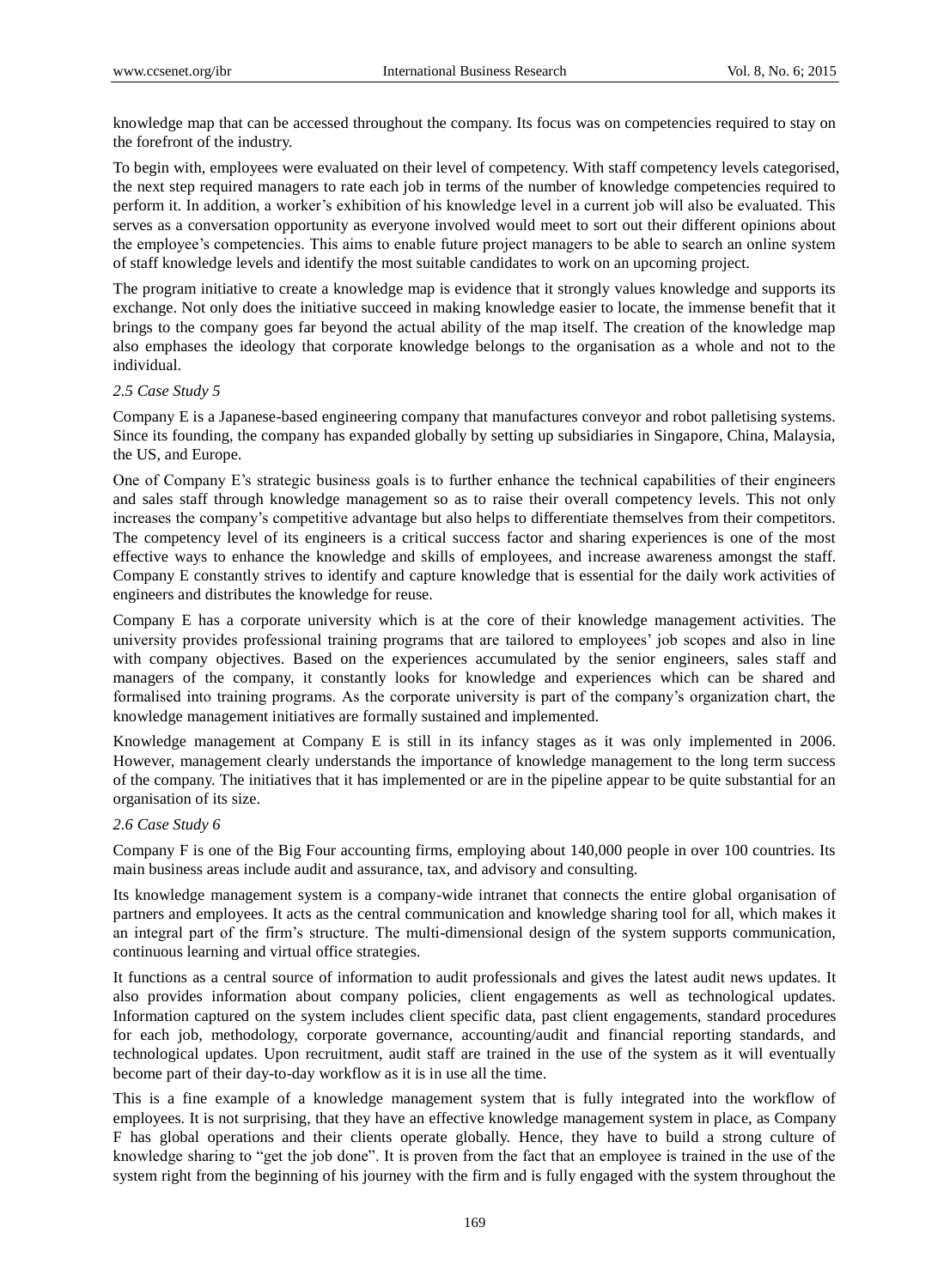knowledge map that can be accessed throughout the company. Its focus was on competencies required to stay on the forefront of the industry.

To begin with, employees were evaluated on their level of competency. With staff competency levels categorised, the next step required managers to rate each job in terms of the number of knowledge competencies required to perform it. In addition, a worker's exhibition of his knowledge level in a current job will also be evaluated. This serves as a conversation opportunity as everyone involved would meet to sort out their different opinions about the employee's competencies. This aims to enable future project managers to be able to search an online system of staff knowledge levels and identify the most suitable candidates to work on an upcoming project.

The program initiative to create a knowledge map is evidence that it strongly values knowledge and supports its exchange. Not only does the initiative succeed in making knowledge easier to locate, the immense benefit that it brings to the company goes far beyond the actual ability of the map itself. The creation of the knowledge map also emphases the ideology that corporate knowledge belongs to the organisation as a whole and not to the individual.

### *2.5 Case Study 5*

Company E is a Japanese-based engineering company that manufactures conveyor and robot palletising systems. Since its founding, the company has expanded globally by setting up subsidiaries in Singapore, China, Malaysia, the US, and Europe.

One of Company E's strategic business goals is to further enhance the technical capabilities of their engineers and sales staff through knowledge management so as to raise their overall competency levels. This not only increases the company's competitive advantage but also helps to differentiate themselves from their competitors. The competency level of its engineers is a critical success factor and sharing experiences is one of the most effective ways to enhance the knowledge and skills of employees, and increase awareness amongst the staff. Company E constantly strives to identify and capture knowledge that is essential for the daily work activities of engineers and distributes the knowledge for reuse.

Company E has a corporate university which is at the core of their knowledge management activities. The university provides professional training programs that are tailored to employees' job scopes and also in line with company objectives. Based on the experiences accumulated by the senior engineers, sales staff and managers of the company, it constantly looks for knowledge and experiences which can be shared and formalised into training programs. As the corporate university is part of the company's organization chart, the knowledge management initiatives are formally sustained and implemented.

Knowledge management at Company E is still in its infancy stages as it was only implemented in 2006. However, management clearly understands the importance of knowledge management to the long term success of the company. The initiatives that it has implemented or are in the pipeline appear to be quite substantial for an organisation of its size.

### *2.6 Case Study 6*

Company F is one of the Big Four accounting firms, employing about 140,000 people in over 100 countries. Its main business areas include audit and assurance, tax, and advisory and consulting.

Its knowledge management system is a company-wide intranet that connects the entire global organisation of partners and employees. It acts as the central communication and knowledge sharing tool for all, which makes it an integral part of the firm's structure. The multi-dimensional design of the system supports communication, continuous learning and virtual office strategies.

It functions as a central source of information to audit professionals and gives the latest audit news updates. It also provides information about company policies, client engagements as well as technological updates. Information captured on the system includes client specific data, past client engagements, standard procedures for each job, methodology, corporate governance, accounting/audit and financial reporting standards, and technological updates. Upon recruitment, audit staff are trained in the use of the system as it will eventually become part of their day-to-day workflow as it is in use all the time.

This is a fine example of a knowledge management system that is fully integrated into the workflow of employees. It is not surprising, that they have an effective knowledge management system in place, as Company F has global operations and their clients operate globally. Hence, they have to build a strong culture of knowledge sharing to "get the job done". It is proven from the fact that an employee is trained in the use of the system right from the beginning of his journey with the firm and is fully engaged with the system throughout the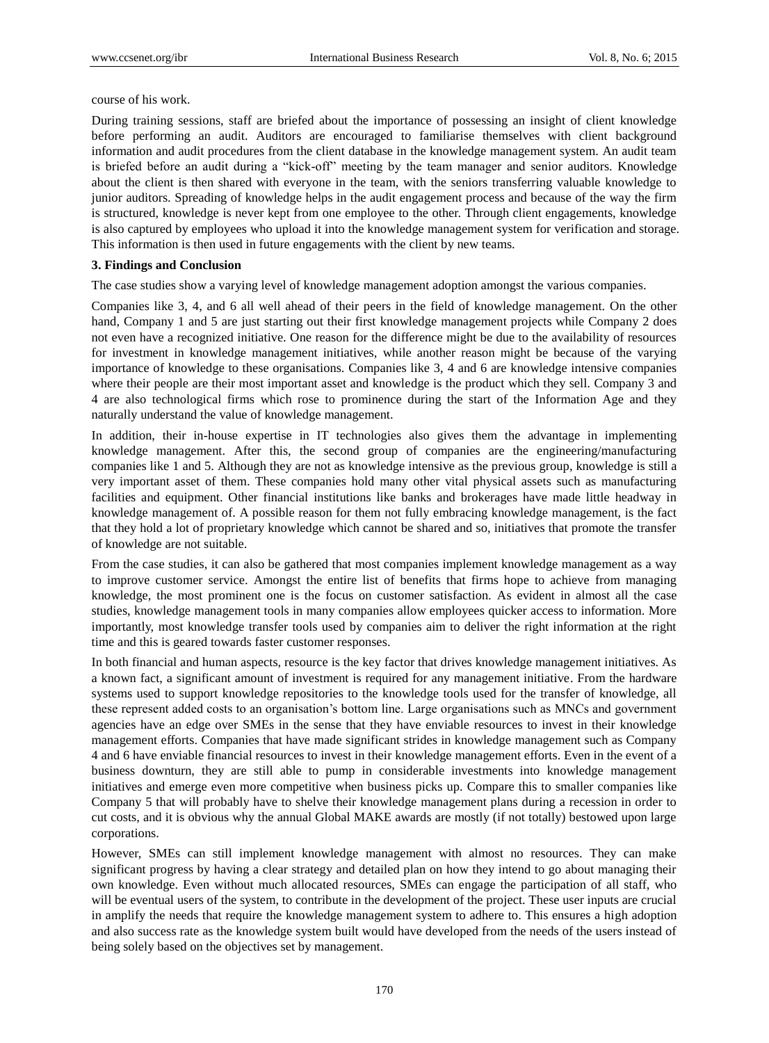course of his work.

During training sessions, staff are briefed about the importance of possessing an insight of client knowledge before performing an audit. Auditors are encouraged to familiarise themselves with client background information and audit procedures from the client database in the knowledge management system. An audit team is briefed before an audit during a "kick-off" meeting by the team manager and senior auditors. Knowledge about the client is then shared with everyone in the team, with the seniors transferring valuable knowledge to junior auditors. Spreading of knowledge helps in the audit engagement process and because of the way the firm is structured, knowledge is never kept from one employee to the other. Through client engagements, knowledge is also captured by employees who upload it into the knowledge management system for verification and storage. This information is then used in future engagements with the client by new teams.

## 3. Findings and Conclusion

The case studies show a varying level of knowledge management adoption amongst the various companies.

Companies like 3, 4, and 6 all well ahead of their peers in the field of knowledge management. On the other hand, Company 1 and 5 are just starting out their first knowledge management projects while Company 2 does not even have a recognized initiative. One reason for the difference might be due to the availability of resources for investment in knowledge management initiatives, while another reason might be because of the varying importance of knowledge to these organisations. Companies like 3, 4 and 6 are knowledge intensive companies where their people are their most important asset and knowledge is the product which they sell. Company 3 and 4 are also technological firms which rose to prominence during the start of the Information Age and they naturally understand the value of knowledge management.

In addition, their in-house expertise in IT technologies also gives them the advantage in implementing knowledge management. After this, the second group of companies are the engineering/manufacturing companies like 1 and 5. Although they are not as knowledge intensive as the previous group, knowledge is still a very important asset of them. These companies hold many other vital physical assets such as manufacturing facilities and equipment. Other financial institutions like banks and brokerages have made little headway in knowledge management of. A possible reason for them not fully embracing knowledge management, is the fact that they hold a lot of proprietary knowledge which cannot be shared and so, initiatives that promote the transfer of knowledge are not suitable.

From the case studies, it can also be gathered that most companies implement knowledge management as a way to improve customer service. Amongst the entire list of benefits that firms hope to achieve from managing knowledge, the most prominent one is the focus on customer satisfaction. As evident in almost all the case studies, knowledge management tools in many companies allow employees quicker access to information. More importantly, most knowledge transfer tools used by companies aim to deliver the right information at the right time and this is geared towards faster customer responses.

In both financial and human aspects, resource is the key factor that drives knowledge management initiatives. As a known fact, a significant amount of investment is required for any management initiative. From the hardware systems used to support knowledge repositories to the knowledge tools used for the transfer of knowledge, all these represent added costs to an organisation's bottom line. Large organisations such as MNCs and government agencies have an edge over SMEs in the sense that they have enviable resources to invest in their knowledge management efforts. Companies that have made significant strides in knowledge management such as Company 4 and 6 have enviable financial resources to invest in their knowledge management efforts. Even in the event of a business downturn, they are still able to pump in considerable investments into knowledge management initiatives and emerge even more competitive when business picks up. Compare this to smaller companies like Company 5 that will probably have to shelve their knowledge management plans during a recession in order to cut costs, and it is obvious why the annual Global MAKE awards are mostly (if not totally) bestowed upon large corporations.

However, SMEs can still implement knowledge management with almost no resources. They can make significant progress by having a clear strategy and detailed plan on how they intend to go about managing their own knowledge. Even without much allocated resources, SMEs can engage the participation of all staff, who will be eventual users of the system, to contribute in the development of the project. These user inputs are crucial in amplify the needs that require the knowledge management system to adhere to. This ensures a high adoption and also success rate as the knowledge system built would have developed from the needs of the users instead of being solely based on the objectives set by management.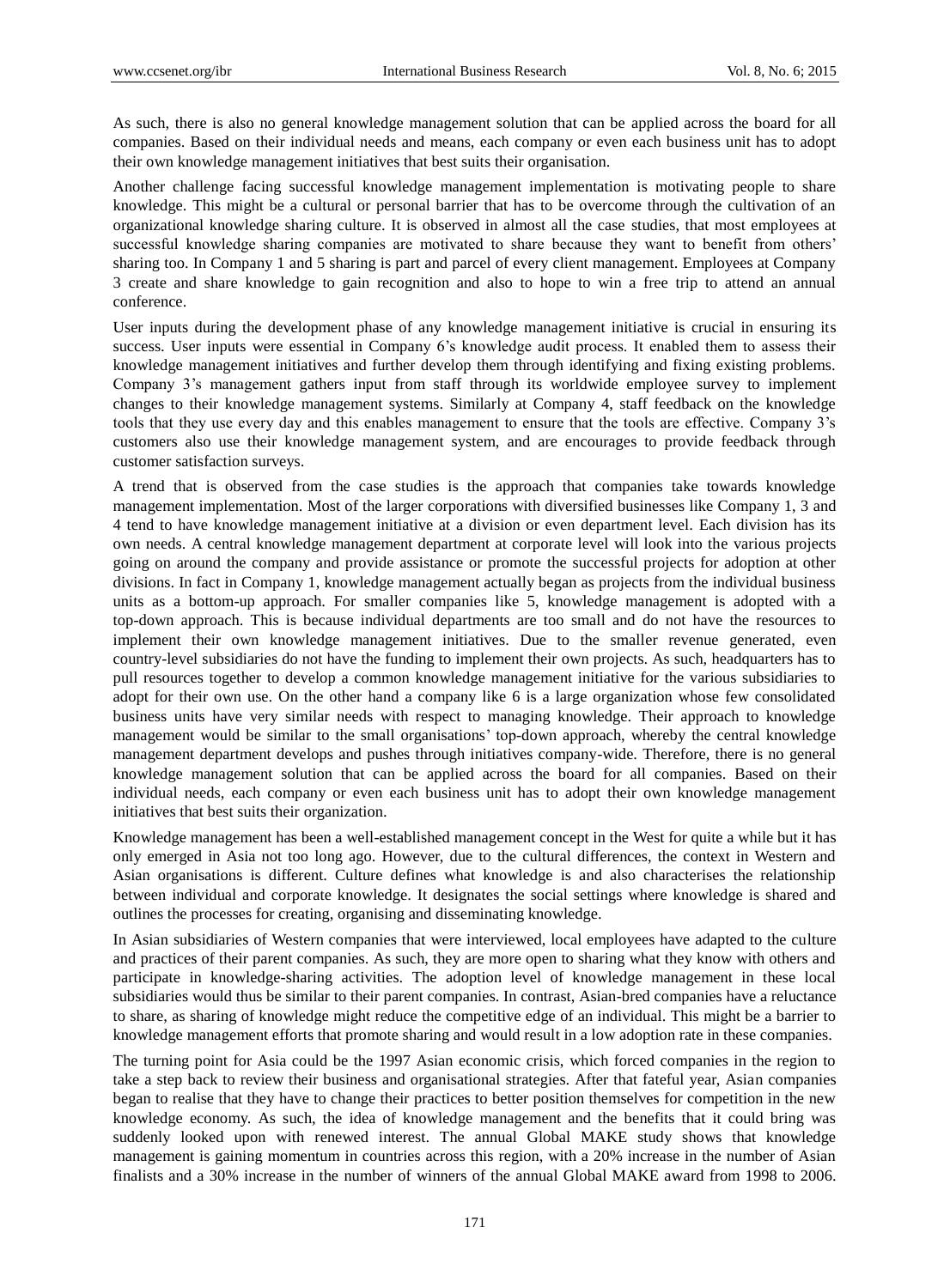As such, there is also no general knowledge management solution that can be applied across the board for all companies. Based on their individual needs and means, each company or even each business unit has to adopt their own knowledge management initiatives that best suits their organisation.

Another challenge facing successful knowledge management implementation is motivating people to share knowledge. This might be a cultural or personal barrier that has to be overcome through the cultivation of an organizational knowledge sharing culture. It is observed in almost all the case studies, that most employees at successful knowledge sharing companies are motivated to share because they want to benefit from others' sharing too. In Company 1 and 5 sharing is part and parcel of every client management. Employees at Company 3 create and share knowledge to gain recognition and also to hope to win a free trip to attend an annual conference.

User inputs during the development phase of any knowledge management initiative is crucial in ensuring its success. User inputs were essential in Company 6's knowledge audit process. It enabled them to assess their knowledge management initiatives and further develop them through identifying and fixing existing problems. Company 3's management gathers input from staff through its worldwide employee survey to implement changes to their knowledge management systems. Similarly at Company 4, staff feedback on the knowledge tools that they use every day and this enables management to ensure that the tools are effective. Company 3's customers also use their knowledge management system, and are encourages to provide feedback through customer satisfaction surveys.

A trend that is observed from the case studies is the approach that companies take towards knowledge management implementation. Most of the larger corporations with diversified businesses like Company 1, 3 and 4 tend to have knowledge management initiative at a division or even department level. Each division has its own needs. A central knowledge management department at corporate level will look into the various projects going on around the company and provide assistance or promote the successful projects for adoption at other divisions. In fact in Company 1, knowledge management actually began as projects from the individual business units as a bottom-up approach. For smaller companies like 5, knowledge management is adopted with a top-down approach. This is because individual departments are too small and do not have the resources to implement their own knowledge management initiatives. Due to the smaller revenue generated, even country-level subsidiaries do not have the funding to implement their own projects. As such, headquarters has to pull resources together to develop a common knowledge management initiative for the various subsidiaries to adopt for their own use. On the other hand a company like 6 is a large organization whose few consolidated business units have very similar needs with respect to managing knowledge. Their approach to knowledge management would be similar to the small organisations' top-down approach, whereby the central knowledge management department develops and pushes through initiatives company-wide. Therefore, there is no general knowledge management solution that can be applied across the board for all companies. Based on their individual needs, each company or even each business unit has to adopt their own knowledge management initiatives that best suits their organization.

Knowledge management has been a well-established management concept in the West for quite a while but it has only emerged in Asia not too long ago. However, due to the cultural differences, the context in Western and Asian organisations is different. Culture defines what knowledge is and also characterises the relationship between individual and corporate knowledge. It designates the social settings where knowledge is shared and outlines the processes for creating, organising and disseminating knowledge.

In Asian subsidiaries of Western companies that were interviewed, local employees have adapted to the culture and practices of their parent companies. As such, they are more open to sharing what they know with others and participate in knowledge-sharing activities. The adoption level of knowledge management in these local subsidiaries would thus be similar to their parent companies. In contrast, Asian-bred companies have a reluctance to share, as sharing of knowledge might reduce the competitive edge of an individual. This might be a barrier to knowledge management efforts that promote sharing and would result in a low adoption rate in these companies.

The turning point for Asia could be the 1997 Asian economic crisis, which forced companies in the region to take a step back to review their business and organisational strategies. After that fateful year, Asian companies began to realise that they have to change their practices to better position themselves for competition in the new knowledge economy. As such, the idea of knowledge management and the benefits that it could bring was suddenly looked upon with renewed interest. The annual Global MAKE study shows that knowledge management is gaining momentum in countries across this region, with a 20% increase in the number of Asian finalists and a 30% increase in the number of winners of the annual Global MAKE award from 1998 to 2006.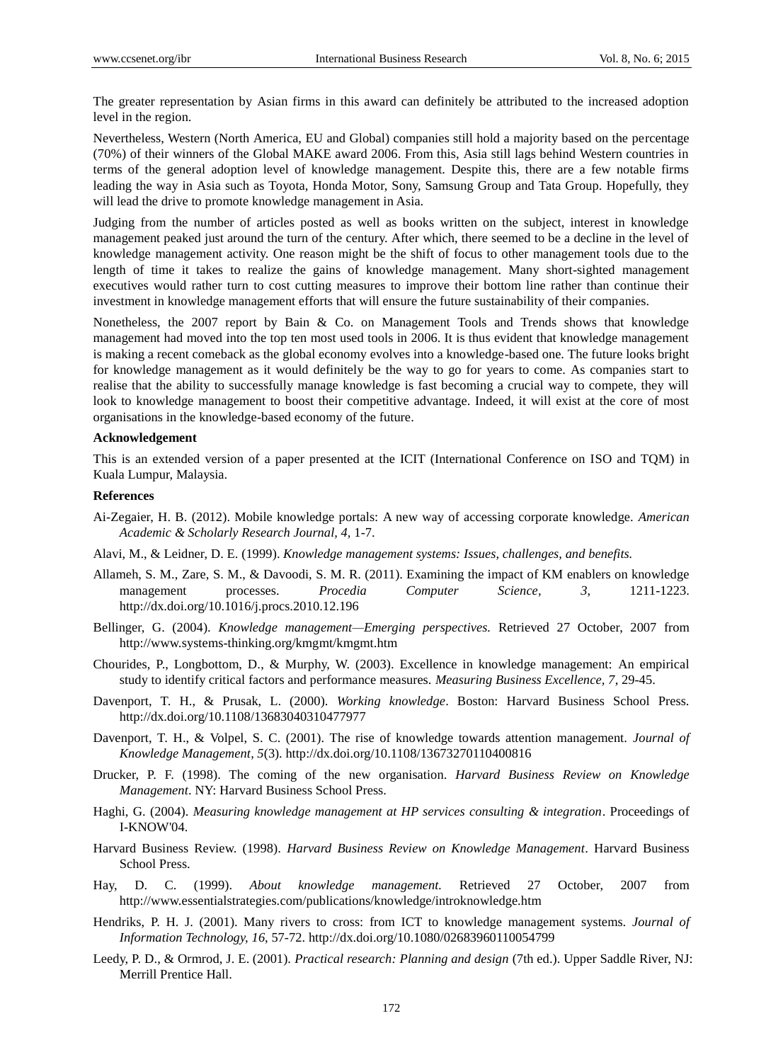The greater representation by Asian firms in this award can definitely be attributed to the increased adoption level in the region.

Nevertheless, Western (North America, EU and Global) companies still hold a majority based on the percentage (70%) of their winners of the Global MAKE award 2006. From this, Asia still lags behind Western countries in terms of the general adoption level of knowledge management. Despite this, there are a few notable firms leading the way in Asia such as Toyota, Honda Motor, Sony, Samsung Group and Tata Group. Hopefully, they will lead the drive to promote knowledge management in Asia.

Judging from the number of articles posted as well as books written on the subject, interest in knowledge management peaked just around the turn of the century. After which, there seemed to be a decline in the level of knowledge management activity. One reason might be the shift of focus to other management tools due to the length of time it takes to realize the gains of knowledge management. Many short-sighted management executives would rather turn to cost cutting measures to improve their bottom line rather than continue their investment in knowledge management efforts that will ensure the future sustainability of their companies.

Nonetheless, the 2007 report by Bain & Co. on Management Tools and Trends shows that knowledge management had moved into the top ten most used tools in 2006. It is thus evident that knowledge management is making a recent comeback as the global economy evolves into a knowledge-based one. The future looks bright for knowledge management as it would definitely be the way to go for years to come. As companies start to realise that the ability to successfully manage knowledge is fast becoming a crucial way to compete, they will look to knowledge management to boost their competitive advantage. Indeed, it will exist at the core of most organisations in the knowledge-based economy of the future.

**Acknowledgement**

This is an extended version of a paper presented at the ICIT (International Conference on ISO and TQM) in Kuala Lumpur, Malaysia.

**References**

Ai-Zegaier, H. B. (2012). Mobile knowledge portals: A new way of accessing corporate knowledge. *American Academic & Scholarly Research Journal, 4,* 1-7.

Alavi, M., & Leidner, D. E. (1999). *Knowledge management systems: Issues, challenges, and benefits.*

Allameh, S. M., Zare, S. M., & Davoodi, S. M. R. (2011). Examining the impact of KM enablers on knowledge management processes. *Procedia Computer Science, 3,* 1211-1223. http://dx.doi.org/10.1016/j.procs.2010.12.196

Bellinger, G. (2004). *Knowledge management—Emerging perspectives.* Retrieved 27 October, 2007 from http://www.systems-thinking.org/kmgmt/kmgmt.htm

Chourides, P., Longbottom, D., & Murphy, W. (2003). Excellence in knowledge management: An empirical study to identify critical factors and performance measures. *Measuring Business Excellence, 7,* 29-45.

Davenport, T. H., & Prusak, L. (2000). *Working knowledge*. Boston: Harvard Business School Press. http://dx.doi.org/10.1108/13683040310477977

Davenport, T. H., & Volpel, S. C. (2001). The rise of knowledge towards attention management. *Journal of Knowledge Management, 5*(3). http://dx.doi.org/10.1108/13673270110400816

Drucker, P. F. (1998). The coming of the new organisation. *Harvard Business Review on Knowledge Management*. NY: Harvard Business School Press.

Haghi, G. (2004). *Measuring knowledge management at HP services consulting & integration*. Proceedings of I-KNOW'04.

Harvard Business Review. (1998). *Harvard Business Review on Knowledge Management*. Harvard Business School Press.

Hay, D. C. (1999). *About knowledge management.* Retrieved 27 October, 2007 from http://www.essentialstrategies.com/publications/knowledge/introknowledge.htm

Hendriks, P. H. J. (2001). Many rivers to cross: from ICT to knowledge management systems. *Journal of Information Technology, 16*, 57-72. http://dx.doi.org/10.1080/02683960110054799

Leedy, P. D., & Ormrod, J. E. (2001). *Practical research: Planning and design* (7th ed.). Upper Saddle River, NJ: Merrill Prentice Hall.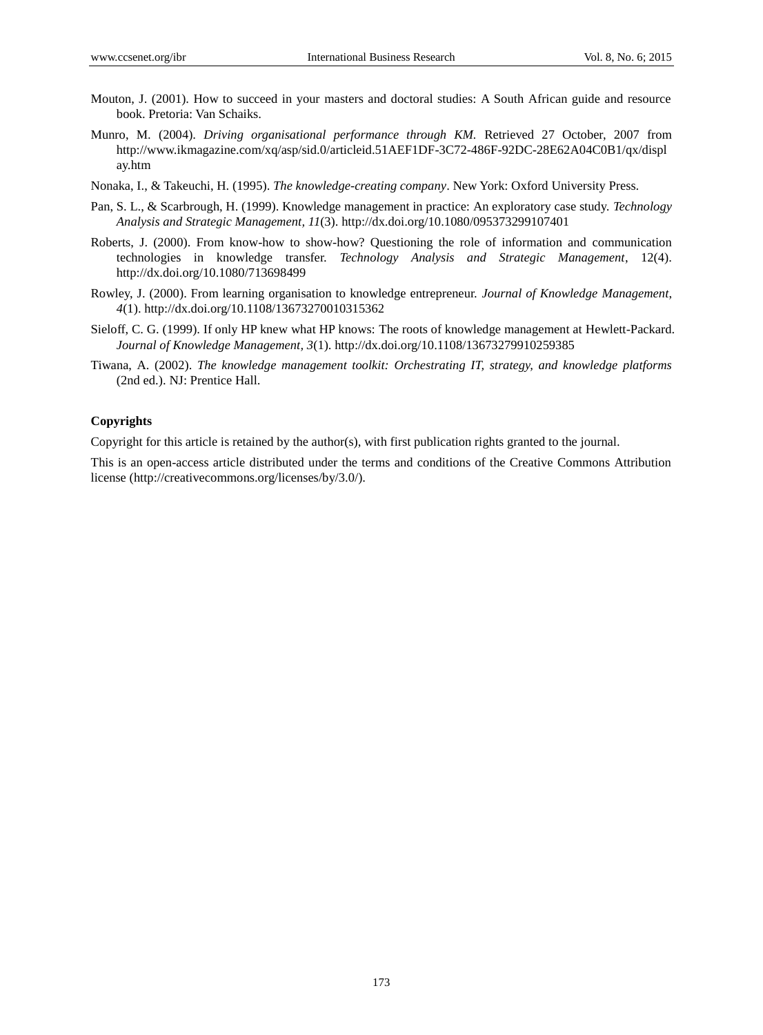Mouton, J. (2001). How to succeed in your masters and doctoral studies: A South African guide and resource book. Pretoria: Van Schaiks.

Munro, M. (2004). *Driving organisational performance through KM*. Retrieved 27 October, 2007 from http://www.ikmagazine.com/xq/asp/sid.0/articleid.51AEF1DF-3C72-486F-92DC-28E62A04C0B1/qx/display.htm

Nonaka, I., & Takeuchi, H. (1995). *The knowledge-creating company*. New York: Oxford University Press.

Pan, S. L., & Scarbrough, H. (1999). Knowledge management in practice: An exploratory case study. *Technology Analysis and Strategic Management, 11*(3). http://dx.doi.org/10.1080/095373299107401

Roberts, J. (2000). From know-how to show-how? Questioning the role of information and communication technologies in knowledge transfer. *Technology Analysis and Strategic Management*, 12(4). http://dx.doi.org/10.1080/713698499

Rowley, J. (2000). From learning organisation to knowledge entrepreneur. *Journal of Knowledge Management, 4*(1). http://dx.doi.org/10.1108/13673270010315362

Sieloff, C. G. (1999). If only HP knew what HP knows: The roots of knowledge management at Hewlett-Packard. *Journal of Knowledge Management, 3*(1). http://dx.doi.org/10.1108/13673279910259385

Tiwana, A. (2002). *The knowledge management toolkit: Orchestrating IT, strategy, and knowledge platforms* (2nd ed.). NJ: Prentice Hall.

**Copyrights**

Copyright for this article is retained by the author(s), with first publication rights granted to the journal.

This is an open-access article distributed under the terms and conditions of the Creative Commons Attribution license (http://creativecommons.org/licenses/by/3.0/).